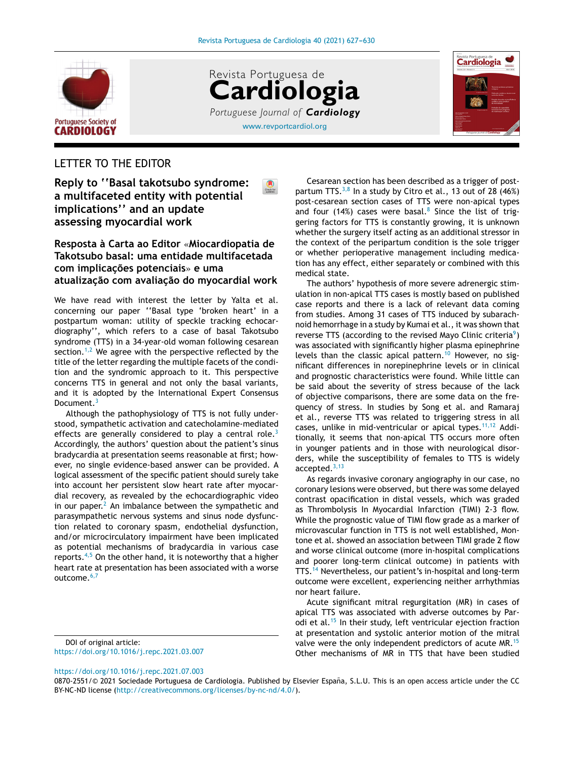LETTER TO THE EDITOR

# Reply to ''Basal takotsubo syndrome: a multifaceted entity with potential implications'' and an update assessing myocardial work

# Resposta à Carta ao Editor «Miocardiopatia de Takotsubo basal: uma entidade multifacetada com implicações potenciais» e uma atualização com avaliação do myocardial work

We have read with interest the letter by Yalta et al. concerning our paper ''Basal type 'broken heart' in a postpartum woman: utility of speckle tracking echocardiography'', which refers to a case of basal Takotsubo syndrome (TTS) in a 34-year-old woman following cesarean section.[1,2] We agree with the perspective reflected by the title of the letter regarding the multiple facets of the condition and the syndromic approach to it. This perspective concerns TTS in general and not only the basal variants, and it is adopted by the International Expert Consensus Document.[3]

Although the pathophysiology of TTS is not fully understood, sympathetic activation and catecholamine-mediated effects are generally considered to play a central role.[3] Accordingly, the authors' question about the patient's sinus bradycardia at presentation seems reasonable at first; however, no single evidence-based answer can be provided. A logical assessment of the specific patient should surely take into account her persistent slow heart rate after myocardial recovery, as revealed by the echocardiographic video in our paper.[2] An imbalance between the sympathetic and parasympathetic nervous systems and sinus node dysfunction related to coronary spasm, endothelial dysfunction, and/or microcirculatory impairment have been implicated as potential mechanisms of bradycardia in various case reports.[4,5] On the other hand, it is noteworthy that a higher heart rate at presentation has been associated with a worse outcome.[6,7]

Cesarean section has been described as a trigger of postpartum TTS.[3,8] In a study by Citro et al., 13 out of 28 (46%) post-cesarean section cases of TTS were non-apical types and four (14%) cases were basal.[8] Since the list of triggering factors for TTS is constantly growing, it is unknown whether the surgery itself acting as an additional stressor in the context of the peripartum condition is the sole trigger or whether perioperative management including medication has any effect, either separately or combined with this medical state.

The authors' hypothesis of more severe adrenergic stimulation in non-apical TTS cases is mostly based on published case reports and there is a lack of relevant data coming from studies. Among 31 cases of TTS induced by subarachnoid hemorrhage in a study by Kumai et al., it was shown that reverse TTS (according to the revised Mayo Clinic criteria[9]) was associated with significantly higher plasma epinephrine levels than the classic apical pattern.[10] However, no significant differences in norepinephrine levels or in clinical and prognostic characteristics were found. While little can be said about the severity of stress because of the lack of objective comparisons, there are some data on the frequency of stress. In studies by Song et al. and Ramaraj et al., reverse TTS was related to triggering stress in all cases, unlike in mid-ventricular or apical types.[11,12] Additionally, it seems that non-apical TTS occurs more often in younger patients and in those with neurological disorders, while the susceptibility of females to TTS is widely accepted.[3,13]

As regards invasive coronary angiography in our case, no coronary lesions were observed, but there was some delayed contrast opacification in distal vessels, which was graded as Thrombolysis In Myocardial Infarction (TIMI) 2-3 flow. While the prognostic value of TIMI flow grade as a marker of microvascular function in TTS is not well established, Montone et al. showed an association between TIMI grade 2 flow and worse clinical outcome (more in-hospital complications and poorer long-term clinical outcome) in patients with TTS.[14] Nevertheless, our patient's in-hospital and long-term outcome were excellent, experiencing neither arrhythmias nor heart failure.

Acute significant mitral regurgitation (MR) in cases of apical TTS was associated with adverse outcomes by Parodi et al.[15] In their study, left ventricular ejection fraction at presentation and systolic anterior motion of the mitral valve were the only independent predictors of acute MR.[15] Other mechanisms of MR in TTS that have been studied

DOI of original article: https://doi.org/10.1016/j.repc.2021.03.007

https://doi.org/10.1016/j.repc.2021.07.003

0870-2551/© 2021 Sociedade Portuguesa de Cardiologia. Published by Elsevier España, S.L.U. This is an open access article under the CC BY-NC-ND license (http://creativecommons.org/licenses/by-nc-nd/4.0/).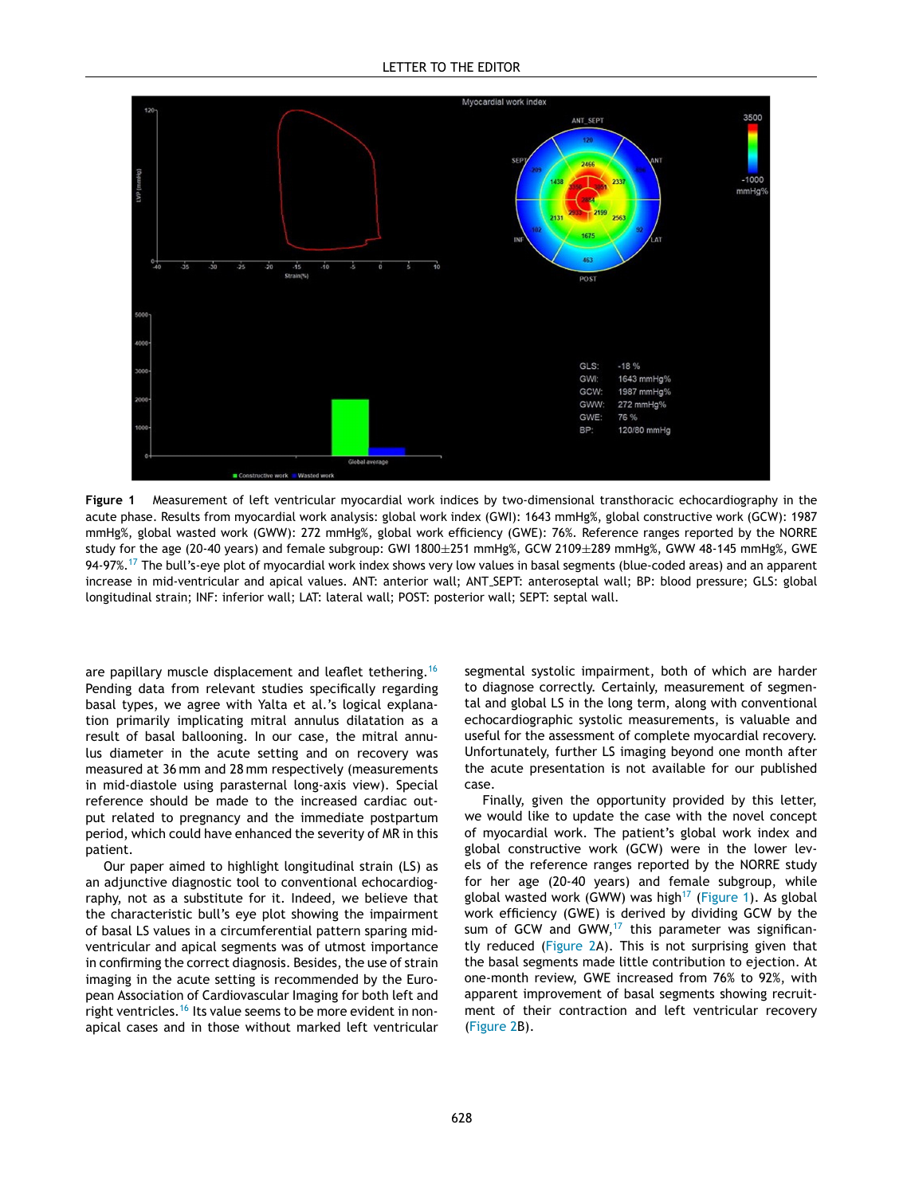**Figure 1** Measurement of left ventricular myocardial work indices by two-dimensional transthoracic echocardiography in the acute phase. Results from myocardial work analysis: global work index (GWI): 1643 mmHg%, global constructive work (GCW): 1987 mmHg%, global wasted work (GWW): 272 mmHg%, global work efficiency (GWE): 76%. Reference ranges reported by the NORRE study for the age (20-40 years) and female subgroup: GWI 1800±251 mmHg%, GCW 2109±289 mmHg%, GWW 48-145 mmHg%, GWE 94-97%.[17] The bull's-eye plot of myocardial work index shows very low values in basal segments (blue-coded areas) and an apparent increase in mid-ventricular and apical values. ANT: anterior wall; ANT_SEPT: anteroseptal wall; BP: blood pressure; GLS: global longitudinal strain; INF: inferior wall; LAT: lateral wall; POST: posterior wall; SEPT: septal wall.

are papillary muscle displacement and leaflet tethering.[16] Pending data from relevant studies specifically regarding basal types, we agree with Yalta et al.'s logical explanation primarily implicating mitral annulus dilatation as a result of basal ballooning. In our case, the mitral annulus diameter in the acute setting and on recovery was measured at 36 mm and 28 mm respectively (measurements in mid-diastole using parasternal long-axis view). Special reference should be made to the increased cardiac output related to pregnancy and the immediate postpartum period, which could have enhanced the severity of MR in this patient.

Our paper aimed to highlight longitudinal strain (LS) as an adjunctive diagnostic tool to conventional echocardiography, not as a substitute for it. Indeed, we believe that the characteristic bull's eye plot showing the impairment of basal LS values in a circumferential pattern sparing mid-ventricular and apical segments was of utmost importance in confirming the correct diagnosis. Besides, the use of strain imaging in the acute setting is recommended by the European Association of Cardiovascular Imaging for both left and right ventricles.[16] Its value seems to be more evident in non-apical cases and in those without marked left ventricular segmental systolic impairment, both of which are harder to diagnose correctly. Certainly, measurement of segmental and global LS in the long term, along with conventional echocardiographic systolic measurements, is valuable and useful for the assessment of complete myocardial recovery. Unfortunately, further LS imaging beyond one month after the acute presentation is not available for our published case.

Finally, given the opportunity provided by this letter, we would like to update the case with the novel concept of myocardial work. The patient's global work index and global constructive work (GCW) were in the lower levels of the reference ranges reported by the NORRE study for her age (20-40 years) and female subgroup, while global wasted work (GWW) was high[17] (Figure 1). As global work efficiency (GWE) is derived by dividing GCW by the sum of GCW and GWW,[17] this parameter was significantly reduced (Figure 2A). This is not surprising given that the basal segments made little contribution to ejection. At one-month review, GWE increased from 76% to 92%, with apparent improvement of basal segments showing recruitment of their contraction and left ventricular recovery (Figure 2B).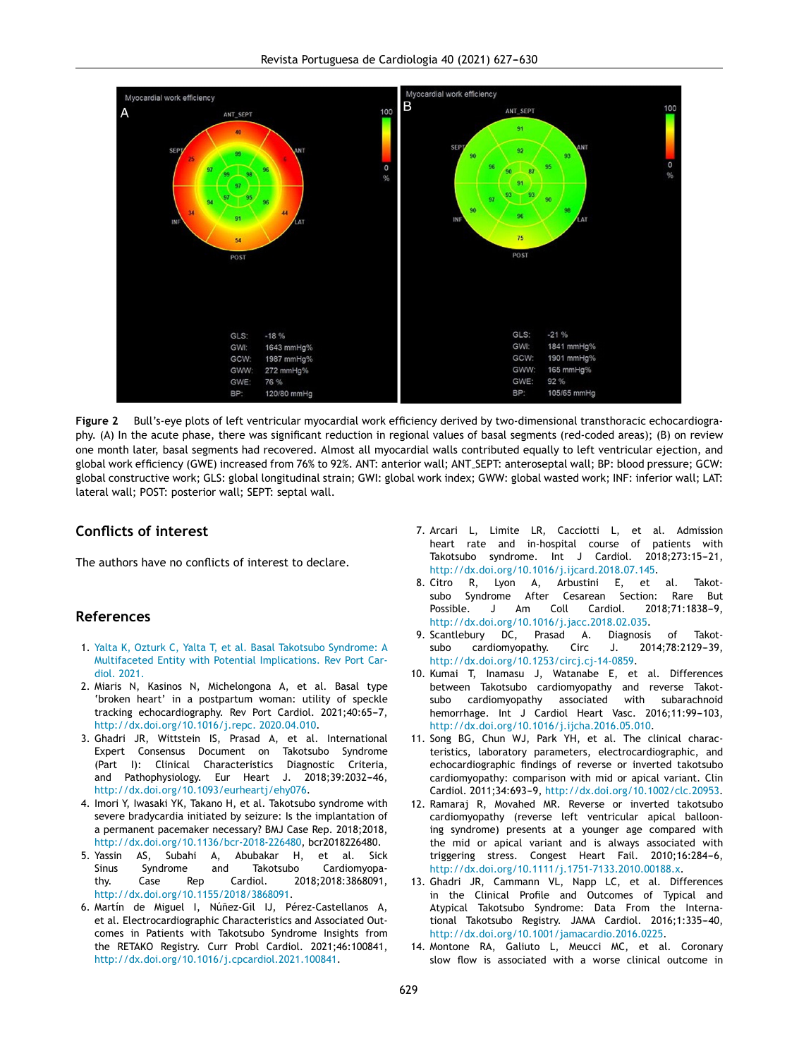**Figure 2** Bull's-eye plots of left ventricular myocardial work efficiency derived by two-dimensional transthoracic echocardiography. (A) In the acute phase, there was significant reduction in regional values of basal segments (red-coded areas); (B) on review one month later, basal segments had recovered. Almost all myocardial walls contributed equally to left ventricular ejection, and global work efficiency (GWE) increased from 76% to 92%. ANT: anterior wall; ANT_SEPT: anteroseptal wall; BP: blood pressure; GCW: global constructive work; GLS: global longitudinal strain; GWI: global work index; GWW: global wasted work; INF: inferior wall; LAT: lateral wall; POST: posterior wall; SEPT: septal wall.

## Conflicts of interest

The authors have no conflicts of interest to declare.

## References

1. Yalta K, Ozturk C, Yalta T, et al. Basal Takotsubo Syndrome: A Multifaceted Entity with Potential Implications. Rev Port Cardiol. 2021.
2. Miaris N, Kasinos N, Michelongona A, et al. Basal type 'broken heart' in a postpartum woman: utility of speckle tracking echocardiography. Rev Port Cardiol. 2021;40:65–7, http://dx.doi.org/10.1016/j.repc. 2020.04.010.
3. Ghadri JR, Wittstein IS, Prasad A, et al. International Expert Consensus Document on Takotsubo Syndrome (Part I): Clinical Characteristics Diagnostic Criteria, and Pathophysiology. Eur Heart J. 2018;39:2032–46, http://dx.doi.org/10.1093/eurheartj/ehy076.
4. Imori Y, Iwasaki YK, Takano H, et al. Takotsubo syndrome with severe bradycardia initiated by seizure: Is the implantation of a permanent pacemaker necessary? BMJ Case Rep. 2018;2018, http://dx.doi.org/10.1136/bcr-2018-226480, bcr2018226480.
5. Yassin AS, Subahi A, Abubakar H, et al. Sick Sinus Syndrome and Takotsubo Cardiomyopathy. Case Rep Cardiol. 2018;2018:3868091, http://dx.doi.org/10.1155/2018/3868091.
6. Martín de Miguel I, Núñez-Gil IJ, Pérez-Castellanos A, et al. Electrocardiographic Characteristics and Associated Outcomes in Patients with Takotsubo Syndrome from the RETAKO Registry. Curr Probl Cardiol. 2021;46:100841, http://dx.doi.org/10.1016/j.cpcardiol.2021.100841.
7. Arcari L, Limite LR, Cacciotti L, et al. Admission heart rate and in-hospital course of patients with Takotsubo syndrome. Int J Cardiol. 2018;273:15–21, http://dx.doi.org/10.1016/j.ijcard.2018.07.145.
8. Citro R, Lyon A, Arbustini E, et al. Takotsubo Syndrome After Cesarean Section: Rare But Possible. J Am Coll Cardiol. 2018;71:1838–9, http://dx.doi.org/10.1016/j.jacc.2018.02.035.
9. Scantlebury DC, Prasad A. Diagnosis of Takotsubo cardiomyopathy. Circ J. 2014;78:2129–39, http://dx.doi.org/10.1253/circj.cj-14-0859.
10. Kumai T, Inamasu J, Watanabe E, et al. Differences between Takotsubo cardiomyopathy and reverse Takotsubo cardiomyopathy associated with subarachnoid hemorrhage. Int J Cardiol Heart Vasc. 2016;11:99–103, http://dx.doi.org/10.1016/j.ijcha.2016.05.010.
11. Song BG, Chun WJ, Park YH, et al. The clinical characteristics, laboratory parameters, electrocardiographic, and echocardiographic findings of reverse or inverted takotsubo cardiomyopathy: comparison with mid or apical variant. Clin Cardiol. 2011;34:693–9, http://dx.doi.org/10.1002/clc.20953.
12. Ramaraj R, Movahed MR. Reverse or inverted takotsubo cardiomyopathy (reverse left ventricular apical ballooning syndrome) presents at a younger age compared with the mid or apical variant and is always associated with triggering stress. Congest Heart Fail. 2010;16:284–6, http://dx.doi.org/10.1111/j.1751-7133.2010.00188.x.
13. Ghadri JR, Cammann VL, Napp LC, et al. Differences in the Clinical Profile and Outcomes of Typical and Atypical Takotsubo Syndrome: Data From the International Takotsubo Registry. JAMA Cardiol. 2016;1:335–40, http://dx.doi.org/10.1001/jamacardio.2016.0225.
14. Montone RA, Galiuto L, Meucci MC, et al. Coronary slow flow is associated with a worse clinical outcome in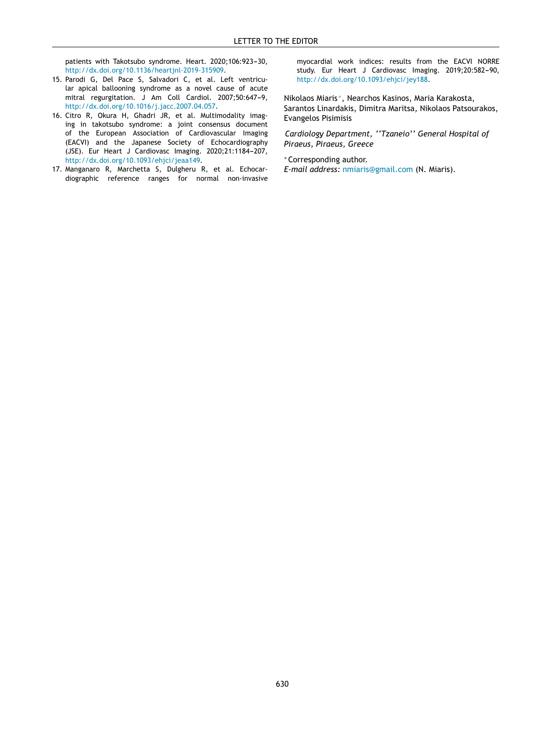patients with Takotsubo syndrome. Heart. 2020;106:923–30, http://dx.doi.org/10.1136/heartjnl-2019-315909.

15. Parodi G, Del Pace S, Salvadori C, et al. Left ventricular apical ballooning syndrome as a novel cause of acute mitral regurgitation. J Am Coll Cardiol. 2007;50:647–9, http://dx.doi.org/10.1016/j.jacc.2007.04.057.
16. Citro R, Okura H, Ghadri JR, et al. Multimodality imaging in takotsubo syndrome: a joint consensus document of the European Association of Cardiovascular Imaging (EACVI) and the Japanese Society of Echocardiography (JSE). Eur Heart J Cardiovasc Imaging. 2020;21:1184–207, http://dx.doi.org/10.1093/ehjci/jeaa149.
17. Manganaro R, Marchetta S, Dulgheru R, et al. Echocardiographic reference ranges for normal non-invasive myocardial work indices: results from the EACVI NORRE study. Eur Heart J Cardiovasc Imaging. 2019;20:582–90, http://dx.doi.org/10.1093/ehjci/jey188.

Nikolaos Miaris*, Nearchos Kasinos, Maria Karakosta, Sarantos Linardakis, Dimitra Maritsa, Nikolaos Patsourakos, Evangelos Pisimisis

*Cardiology Department, ''Tzaneio'' General Hospital of Piraeus, Piraeus, Greece*

* Corresponding author.
*E-mail address:* nmiaris@gmail.com (N. Miaris).